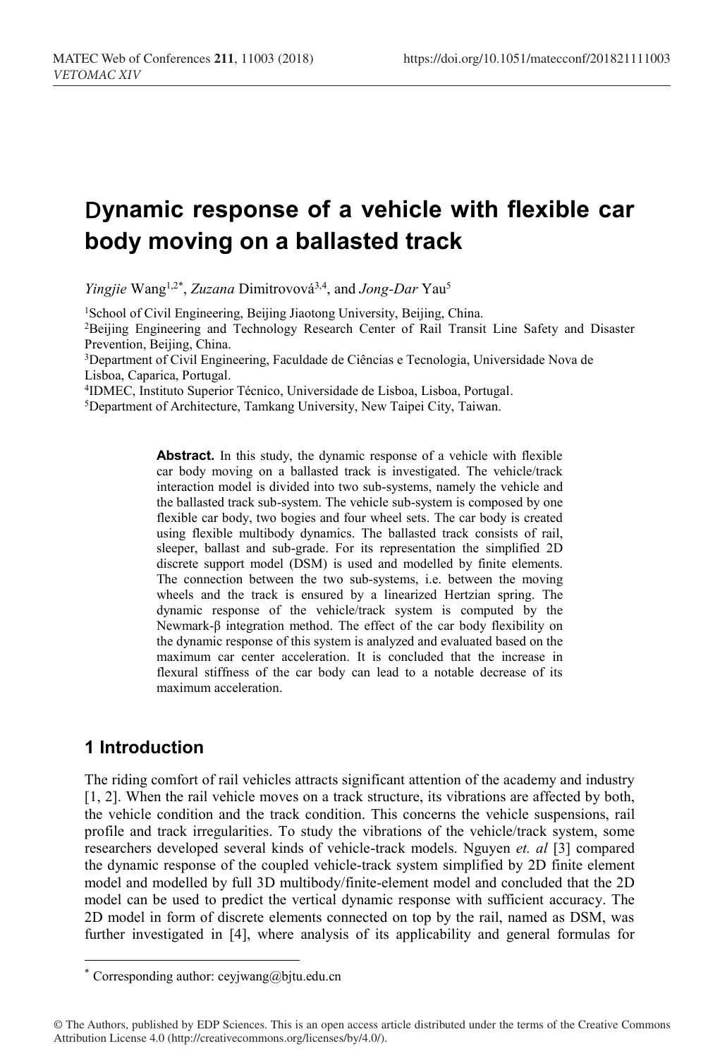# Dynamic response of a vehicle with flexible car body moving on a ballasted track

*Yingjie* Wang[1,2*], *Zuzana* Dimitrovová[3,4], and *Jong-Dar* Yau[5]

[1]School of Civil Engineering, Beijing Jiaotong University, Beijing, China.
[2]Beijing Engineering and Technology Research Center of Rail Transit Line Safety and Disaster Prevention, Beijing, China.
[3]Department of Civil Engineering, Faculdade de Ciências e Tecnologia, Universidade Nova de Lisboa, Caparica, Portugal.
[4]IDMEC, Instituto Superior Técnico, Universidade de Lisboa, Lisboa, Portugal.
[5]Department of Architecture, Tamkang University, New Taipei City, Taiwan.

**Abstract.** In this study, the dynamic response of a vehicle with flexible car body moving on a ballasted track is investigated. The vehicle/track interaction model is divided into two sub-systems, namely the vehicle and the ballasted track sub-system. The vehicle sub-system is composed by one flexible car body, two bogies and four wheel sets. The car body is created using flexible multibody dynamics. The ballasted track consists of rail, sleeper, ballast and sub-grade. For its representation the simplified 2D discrete support model (DSM) is used and modelled by finite elements. The connection between the two sub-systems, i.e. between the moving wheels and the track is ensured by a linearized Hertzian spring. The dynamic response of the vehicle/track system is computed by the Newmark-β integration method. The effect of the car body flexibility on the dynamic response of this system is analyzed and evaluated based on the maximum car center acceleration. It is concluded that the increase in flexural stiffness of the car body can lead to a notable decrease of its maximum acceleration.

## 1 Introduction

The riding comfort of rail vehicles attracts significant attention of the academy and industry [1, 2]. When the rail vehicle moves on a track structure, its vibrations are affected by both, the vehicle condition and the track condition. This concerns the vehicle suspensions, rail profile and track irregularities. To study the vibrations of the vehicle/track system, some researchers developed several kinds of vehicle-track models. Nguyen *et. al* [3] compared the dynamic response of the coupled vehicle-track system simplified by 2D finite element model and modelled by full 3D multibody/finite-element model and concluded that the 2D model can be used to predict the vertical dynamic response with sufficient accuracy. The 2D model in form of discrete elements connected on top by the rail, named as DSM, was further investigated in [4], where analysis of its applicability and general formulas for

* Corresponding author: ceyjwang@bjtu.edu.cn

© The Authors, published by EDP Sciences. This is an open access article distributed under the terms of the Creative Commons Attribution License 4.0 (http://creativecommons.org/licenses/by/4.0/).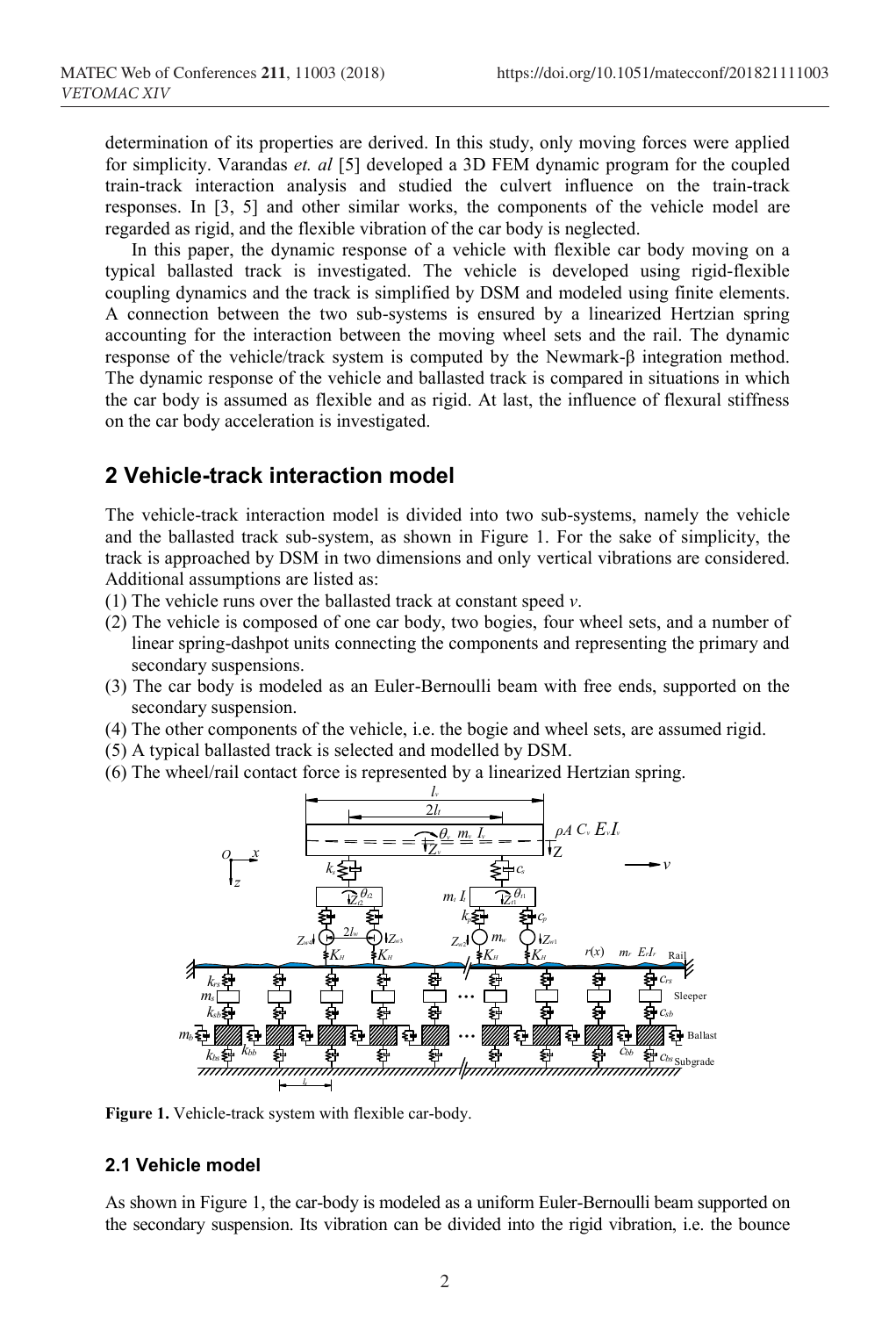determination of its properties are derived. In this study, only moving forces were applied for simplicity. Varandas *et. al* [5] developed a 3D FEM dynamic program for the coupled train-track interaction analysis and studied the culvert influence on the train-track responses. In [3, 5] and other similar works, the components of the vehicle model are regarded as rigid, and the flexible vibration of the car body is neglected.

In this paper, the dynamic response of a vehicle with flexible car body moving on a typical ballasted track is investigated. The vehicle is developed using rigid-flexible coupling dynamics and the track is simplified by DSM and modeled using finite elements. A connection between the two sub-systems is ensured by a linearized Hertzian spring accounting for the interaction between the moving wheel sets and the rail. The dynamic response of the vehicle/track system is computed by the Newmark-β integration method. The dynamic response of the vehicle and ballasted track is compared in situations in which the car body is assumed as flexible and as rigid. At last, the influence of flexural stiffness on the car body acceleration is investigated.

## 2 Vehicle-track interaction model

The vehicle-track interaction model is divided into two sub-systems, namely the vehicle and the ballasted track sub-system, as shown in Figure 1. For the sake of simplicity, the track is approached by DSM in two dimensions and only vertical vibrations are considered. Additional assumptions are listed as:

(1) The vehicle runs over the ballasted track at constant speed $v$.

(2) The vehicle is composed of one car body, two bogies, four wheel sets, and a number of linear spring-dashpot units connecting the components and representing the primary and secondary suspensions.

(3) The car body is modeled as an Euler-Bernoulli beam with free ends, supported on the secondary suspension.

(4) The other components of the vehicle, i.e. the bogie and wheel sets, are assumed rigid.

(5) A typical ballasted track is selected and modelled by DSM.

(6) The wheel/rail contact force is represented by a linearized Hertzian spring.

**Figure 1.** Vehicle-track system with flexible car-body.

### 2.1 Vehicle model

As shown in Figure 1, the car-body is modeled as a uniform Euler-Bernoulli beam supported on the secondary suspension. Its vibration can be divided into the rigid vibration, i.e. the bounce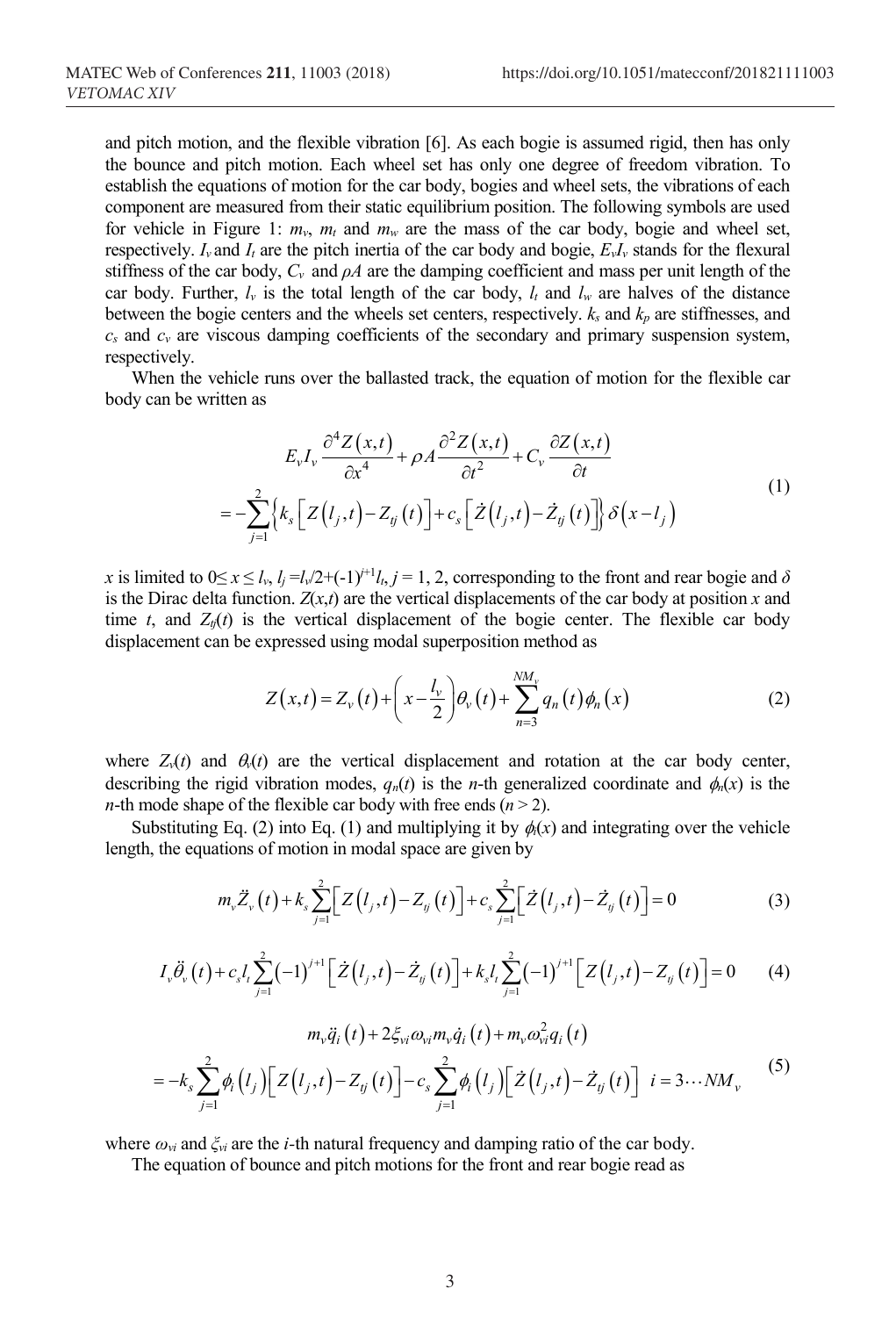and pitch motion, and the flexible vibration [6]. As each bogie is assumed rigid, then has only the bounce and pitch motion. Each wheel set has only one degree of freedom vibration. To establish the equations of motion for the car body, bogies and wheel sets, the vibrations of each component are measured from their static equilibrium position. The following symbols are used for vehicle in Figure 1: $m_v$, $m_t$ and $m_w$ are the mass of the car body, bogie and wheel set, respectively. $I_v$ and $I_t$ are the pitch inertia of the car body and bogie, $E_vI_v$ stands for the flexural stiffness of the car body, $C_v$ and $\rho A$ are the damping coefficient and mass per unit length of the car body. Further, $l_v$ is the total length of the car body, $l_t$ and $l_w$ are halves of the distance between the bogie centers and the wheels set centers, respectively. $k_s$ and $k_p$ are stiffnesses, and $c_s$ and $c_v$ are viscous damping coefficients of the secondary and primary suspension system, respectively.

When the vehicle runs over the ballasted track, the equation of motion for the flexible car body can be written as

$$E_v I_v \frac{\partial^4 Z(x,t)}{\partial x^4} + \rho A \frac{\partial^2 Z(x,t)}{\partial t^2} + C_v \frac{\partial Z(x,t)}{\partial t} = -\sum_{j=1}^{2} \left\{ k_s \left[ Z(l_j,t) - Z_{tj}(t) \right] + c_s \left[ \dot{Z}(l_j,t) - \dot{Z}_{tj}(t) \right] \right\} \delta(x - l_j) \tag{1}$$

$x$ is limited to $0 \leq x \leq l_v$, $l_j = l_v/2 + (-1)^{j+1} l_t$, $j = 1, 2$, corresponding to the front and rear bogie and $\delta$ is the Dirac delta function. $Z(x,t)$ are the vertical displacements of the car body at position $x$ and time $t$, and $Z_{tj}(t)$ is the vertical displacement of the bogie center. The flexible car body displacement can be expressed using modal superposition method as

$$Z(x,t) = Z_v(t) + \left( x - \frac{l_v}{2} \right) \theta_v(t) + \sum_{n=3}^{NM_v} q_n(t) \phi_n(x) \tag{2}$$

where $Z_v(t)$ and $\theta_v(t)$ are the vertical displacement and rotation at the car body center, describing the rigid vibration modes, $q_n(t)$ is the $n$-th generalized coordinate and $\phi_n(x)$ is the $n$-th mode shape of the flexible car body with free ends ($n > 2$).

Substituting Eq. (2) into Eq. (1) and multiplying it by $\phi_i(x)$ and integrating over the vehicle length, the equations of motion in modal space are given by

$$m_v \ddot{Z}_v(t) + k_s \sum_{j=1}^{2} \left[ Z(l_j,t) - Z_{tj}(t) \right] + c_s \sum_{j=1}^{2} \left[ \dot{Z}(l_j,t) - \dot{Z}_{tj}(t) \right] = 0 \tag{3}$$

$$I_v \ddot{\theta}_v(t) + c_s l_t \sum_{j=1}^{2} (-1)^{j+1} \left[ \dot{Z}(l_j,t) - \dot{Z}_{tj}(t) \right] + k_s l_t \sum_{j=1}^{2} (-1)^{j+1} \left[ Z(l_j,t) - Z_{tj}(t) \right] = 0 \tag{4}$$

$$m_v \ddot{q}_i(t) + 2\xi_{vi} \omega_{vi} m_v \dot{q}_i(t) + m_v \omega_{vi}^2 q_i(t) = -k_s \sum_{j=1}^{2} \phi_i(l_j) \left[ Z(l_j,t) - Z_{tj}(t) \right] - c_s \sum_{j=1}^{2} \phi_i(l_j) \left[ \dot{Z}(l_j,t) - \dot{Z}_{tj}(t) \right] \quad i = 3 \cdots NM_v \tag{5}$$

where $\omega_{vi}$ and $\xi_{vi}$ are the $i$-th natural frequency and damping ratio of the car body.

The equation of bounce and pitch motions for the front and rear bogie read as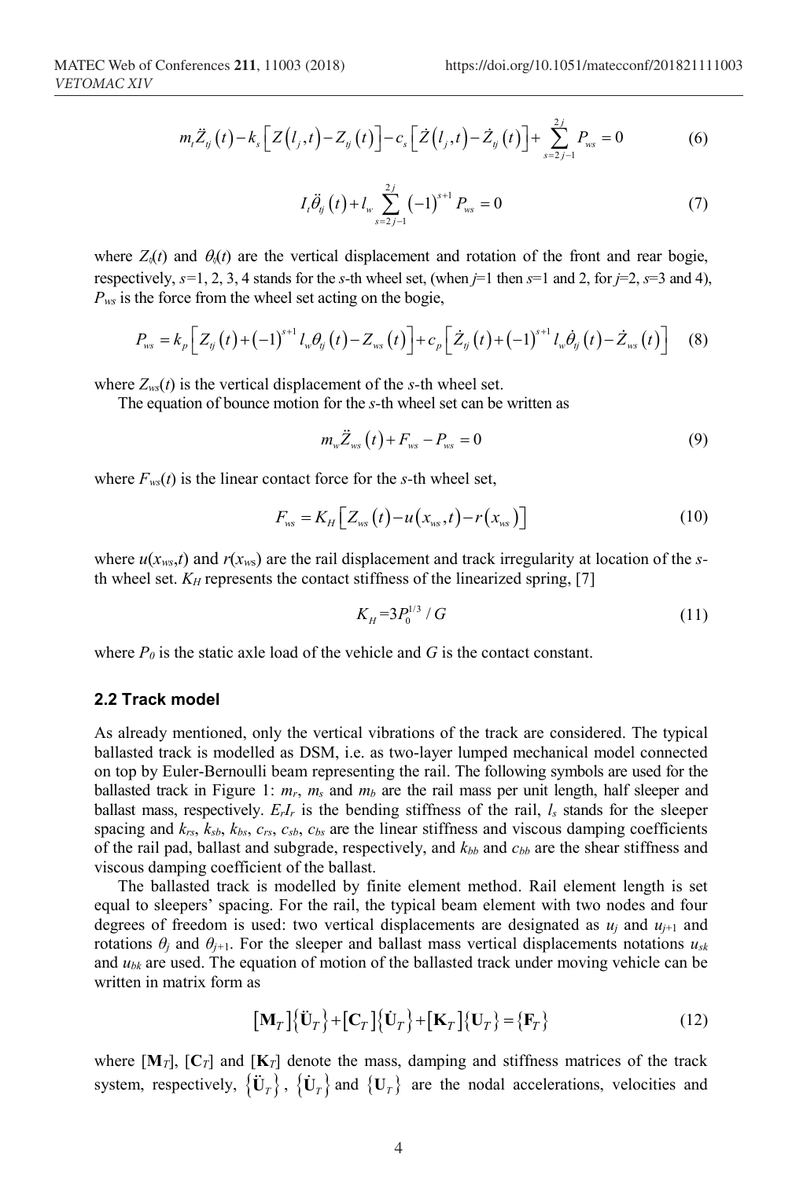$$m_t \ddot{Z}_{tj}(t) - k_s \left[ Z(l_j,t) - Z_{tj}(t) \right] - c_s \left[ \dot{Z}(l_j,t) - \dot{Z}_{tj}(t) \right] + \sum_{s=2j-1}^{2j} P_{ws} = 0 \tag{6}$$

$$I_t \ddot{\theta}_{tj}(t) + l_w \sum_{s=2j-1}^{2j} (-1)^{s+1} P_{ws} = 0 \tag{7}$$

where $Z_{tj}(t)$ and $\theta_{tj}(t)$ are the vertical displacement and rotation of the front and rear bogie, respectively, $s$=1, 2, 3, 4 stands for the $s$-th wheel set, (when $j$=1 then $s$=1 and 2, for $j$=2, $s$=3 and 4), $P_{ws}$ is the force from the wheel set acting on the bogie,

$$P_{ws} = k_p \left[ Z_{tj}(t) + (-1)^{s+1} l_w \theta_{tj}(t) - Z_{ws}(t) \right] + c_p \left[ \dot{Z}_{tj}(t) + (-1)^{s+1} l_w \dot{\theta}_{tj}(t) - \dot{Z}_{ws}(t) \right] \tag{8}$$

where $Z_{ws}(t)$ is the vertical displacement of the $s$-th wheel set.

The equation of bounce motion for the $s$-th wheel set can be written as

$$m_w \ddot{Z}_{ws}(t) + F_{ws} - P_{ws} = 0 \tag{9}$$

where $F_{ws}(t)$ is the linear contact force for the $s$-th wheel set,

$$F_{ws} = K_H \left[ Z_{ws}(t) - u(x_{ws},t) - r(x_{ws}) \right] \tag{10}$$

where $u(x_{ws},t)$ and $r(x_{ws})$ are the rail displacement and track irregularity at location of the $s$-th wheel set. $K_H$ represents the contact stiffness of the linearized spring, [7]

$$K_H = 3P_0^{1/3} / G \tag{11}$$

where $P_0$ is the static axle load of the vehicle and $G$ is the contact constant.

### 2.2 Track model

As already mentioned, only the vertical vibrations of the track are considered. The typical ballasted track is modelled as DSM, i.e. as two-layer lumped mechanical model connected on top by Euler-Bernoulli beam representing the rail. The following symbols are used for the ballasted track in Figure 1: $m_r$, $m_s$ and $m_b$ are the rail mass per unit length, half sleeper and ballast mass, respectively. $E_rI_r$ is the bending stiffness of the rail, $l_s$ stands for the sleeper spacing and $k_{rs}$, $k_{sb}$, $k_{bs}$, $c_{rs}$, $c_{sb}$, $c_{bs}$ are the linear stiffness and viscous damping coefficients of the rail pad, ballast and subgrade, respectively, and $k_{bb}$ and $c_{bb}$ are the shear stiffness and viscous damping coefficient of the ballast.

The ballasted track is modelled by finite element method. Rail element length is set equal to sleepers' spacing. For the rail, the typical beam element with two nodes and four degrees of freedom is used: two vertical displacements are designated as $u_j$ and $u_{j+1}$ and rotations $\theta_j$ and $\theta_{j+1}$. For the sleeper and ballast mass vertical displacements notations $u_{sk}$ and $u_{bk}$ are used. The equation of motion of the ballasted track under moving vehicle can be written in matrix form as

$$\left[\mathbf{M}_T\right]\left\{\ddot{\mathbf{U}}_T\right\} + \left[\mathbf{C}_T\right]\left\{\dot{\mathbf{U}}_T\right\} + \left[\mathbf{K}_T\right]\left\{\mathbf{U}_T\right\} = \left\{\mathbf{F}_T\right\} \tag{12}$$

where $[\mathbf{M}_T]$, $[\mathbf{C}_T]$ and $[\mathbf{K}_T]$ denote the mass, damping and stiffness matrices of the track system, respectively, $\{\ddot{\mathbf{U}}_T\}$, $\{\dot{\mathbf{U}}_T\}$ and $\{\mathbf{U}_T\}$ are the nodal accelerations, velocities and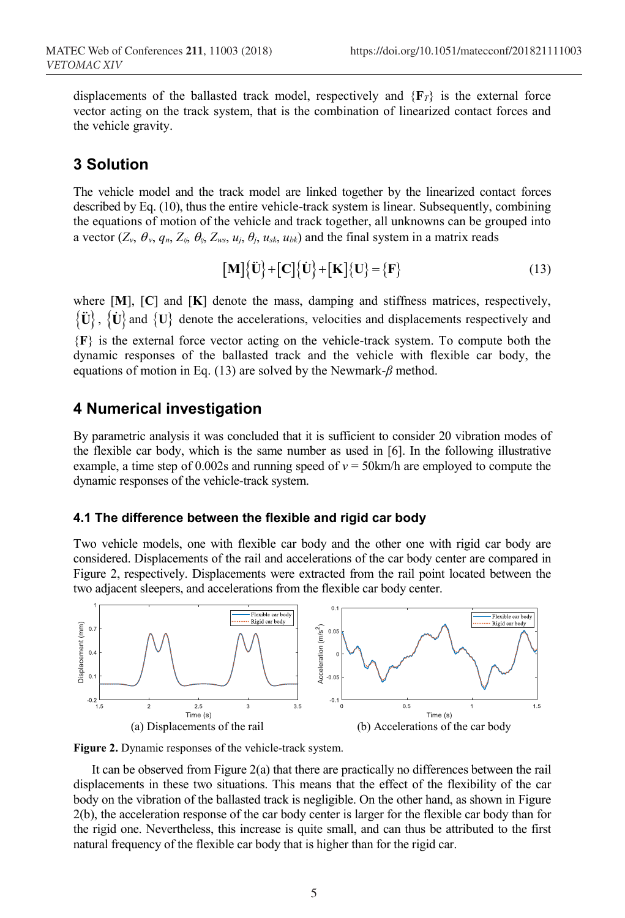displacements of the ballasted track model, respectively and $\{\mathbf{F}_T\}$ is the external force vector acting on the track system, that is the combination of linearized contact forces and the vehicle gravity.

## 3 Solution

The vehicle model and the track model are linked together by the linearized contact forces described by Eq. (10), thus the entire vehicle-track system is linear. Subsequently, combining the equations of motion of the vehicle and track together, all unknowns can be grouped into a vector ($Z_v$, $\theta_v$, $q_n$, $Z_{tj}$, $\theta_{tj}$, $Z_{ws}$, $u_j$, $\theta_j$, $u_{sk}$, $u_{bk}$) and the final system in a matrix reads

$$[\mathbf{M}]\{\ddot{\mathbf{U}}\}+[\mathbf{C}]\{\dot{\mathbf{U}}\}+[\mathbf{K}]\{\mathbf{U}\}=\{\mathbf{F}\} \tag{13}$$

where $[\mathbf{M}]$, $[\mathbf{C}]$ and $[\mathbf{K}]$ denote the mass, damping and stiffness matrices, respectively, $\{\ddot{\mathbf{U}}\}$, $\{\dot{\mathbf{U}}\}$ and $\{\mathbf{U}\}$ denote the accelerations, velocities and displacements respectively and $\{\mathbf{F}\}$ is the external force vector acting on the vehicle-track system. To compute both the dynamic responses of the ballasted track and the vehicle with flexible car body, the equations of motion in Eq. (13) are solved by the Newmark-$\beta$ method.

## 4 Numerical investigation

By parametric analysis it was concluded that it is sufficient to consider 20 vibration modes of the flexible car body, which is the same number as used in [6]. In the following illustrative example, a time step of 0.002s and running speed of $v$ = 50km/h are employed to compute the dynamic responses of the vehicle-track system.

### 4.1 The difference between the flexible and rigid car body

Two vehicle models, one with flexible car body and the other one with rigid car body are considered. Displacements of the rail and accelerations of the car body center are compared in Figure 2, respectively. Displacements were extracted from the rail point located between the two adjacent sleepers, and accelerations from the flexible car body center.

(a) Displacements of the rail

(b) Accelerations of the car body

**Figure 2.** Dynamic responses of the vehicle-track system.

It can be observed from Figure 2(a) that there are practically no differences between the rail displacements in these two situations. This means that the effect of the flexibility of the car body on the vibration of the ballasted track is negligible. On the other hand, as shown in Figure 2(b), the acceleration response of the car body center is larger for the flexible car body than for the rigid one. Nevertheless, this increase is quite small, and can thus be attributed to the first natural frequency of the flexible car body that is higher than for the rigid car.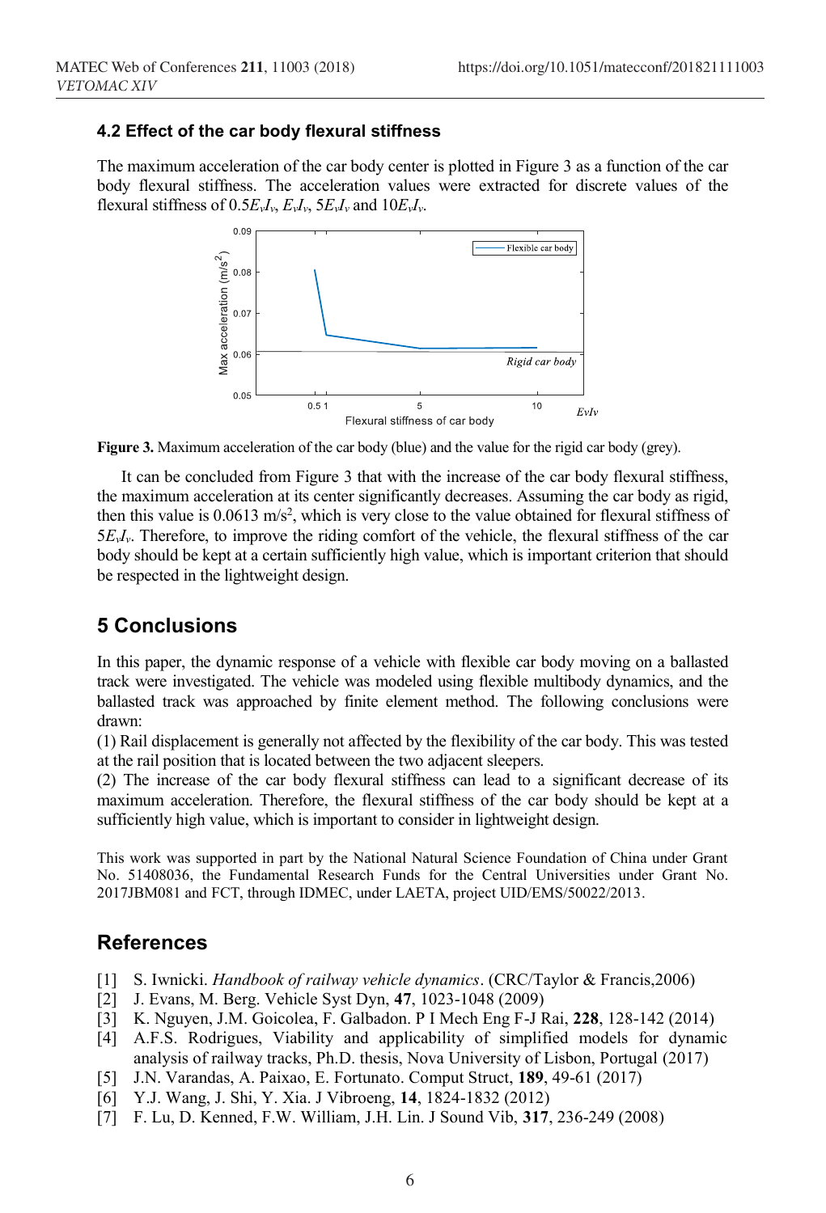### 4.2 Effect of the car body flexural stiffness

The maximum acceleration of the car body center is plotted in Figure 3 as a function of the car body flexural stiffness. The acceleration values were extracted for discrete values of the flexural stiffness of $0.5E_vI_v$, $E_vI_v$, $5E_vI_v$ and $10E_vI_v$.

Max acceleration (m/s$^2$)

0.09

0.08

0.07

0.06

0.05

0.5 1

5

10

Flexural stiffness of car body

EvIv

Flexible car body

Rigid car body

**Figure 3.** Maximum acceleration of the car body (blue) and the value for the rigid car body (grey).

It can be concluded from Figure 3 that with the increase of the car body flexural stiffness, the maximum acceleration at its center significantly decreases. Assuming the car body as rigid, then this value is 0.0613 m/s$^2$, which is very close to the value obtained for flexural stiffness of $5E_vI_v$. Therefore, to improve the riding comfort of the vehicle, the flexural stiffness of the car body should be kept at a certain sufficiently high value, which is important criterion that should be respected in the lightweight design.

## 5 Conclusions

In this paper, the dynamic response of a vehicle with flexible car body moving on a ballasted track were investigated. The vehicle was modeled using flexible multibody dynamics, and the ballasted track was approached by finite element method. The following conclusions were drawn:

(1) Rail displacement is generally not affected by the flexibility of the car body. This was tested at the rail position that is located between the two adjacent sleepers.

(2) The increase of the car body flexural stiffness can lead to a significant decrease of its maximum acceleration. Therefore, the flexural stiffness of the car body should be kept at a sufficiently high value, which is important to consider in lightweight design.

This work was supported in part by the National Natural Science Foundation of China under Grant No. 51408036, the Fundamental Research Funds for the Central Universities under Grant No. 2017JBM081 and FCT, through IDMEC, under LAETA, project UID/EMS/50022/2013.

## References

[1] S. Iwnicki. *Handbook of railway vehicle dynamics*. (CRC/Taylor & Francis,2006)

[2] J. Evans, M. Berg. Vehicle Syst Dyn, **47**, 1023-1048 (2009)

[3] K. Nguyen, J.M. Goicolea, F. Galbadon. P I Mech Eng F-J Rai, **228**, 128-142 (2014)

[4] A.F.S. Rodrigues, Viability and applicability of simplified models for dynamic analysis of railway tracks, Ph.D. thesis, Nova University of Lisbon, Portugal (2017)

[5] J.N. Varandas, A. Paixao, E. Fortunato. Comput Struct, **189**, 49-61 (2017)

[6] Y.J. Wang, J. Shi, Y. Xia. J Vibroeng, **14**, 1824-1832 (2012)

[7] F. Lu, D. Kenned, F.W. William, J.H. Lin. J Sound Vib, **317**, 236-249 (2008)